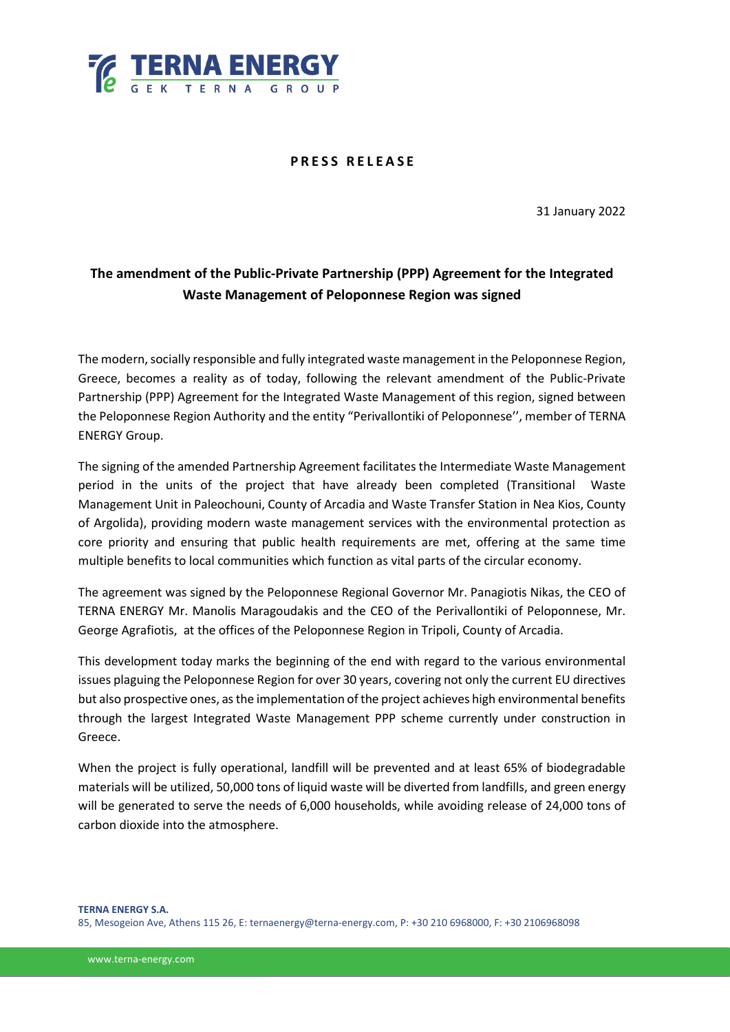**PRESS RELEASE**

31 January 2022

## The amendment of the Public-Private Partnership (PPP) Agreement for the Integrated Waste Management of Peloponnese Region was signed

The modern, socially responsible and fully integrated waste management in the Peloponnese Region, Greece, becomes a reality as of today, following the relevant amendment of the Public-Private Partnership (PPP) Agreement for the Integrated Waste Management of this region, signed between the Peloponnese Region Authority and the entity "Perivallontiki of Peloponnese'', member of TERNA ENERGY Group.

The signing of the amended Partnership Agreement facilitates the Intermediate Waste Management period in the units of the project that have already been completed (Transitional Waste Management Unit in Paleochouni, County of Arcadia and Waste Transfer Station in Nea Kios, County of Argolida), providing modern waste management services with the environmental protection as core priority and ensuring that public health requirements are met, offering at the same time multiple benefits to local communities which function as vital parts of the circular economy.

The agreement was signed by the Peloponnese Regional Governor Mr. Panagiotis Nikas, the CEO of TERNA ENERGY Mr. Manolis Maragoudakis and the CEO of the Perivallontiki of Peloponnese, Mr. George Agrafiotis, at the offices of the Peloponnese Region in Tripoli, County of Arcadia.

This development today marks the beginning of the end with regard to the various environmental issues plaguing the Peloponnese Region for over 30 years, covering not only the current EU directives but also prospective ones, as the implementation of the project achieves high environmental benefits through the largest Integrated Waste Management PPP scheme currently under construction in Greece.

When the project is fully operational, landfill will be prevented and at least 65% of biodegradable materials will be utilized, 50,000 tons of liquid waste will be diverted from landfills, and green energy will be generated to serve the needs of 6,000 households, while avoiding release of 24,000 tons of carbon dioxide into the atmosphere.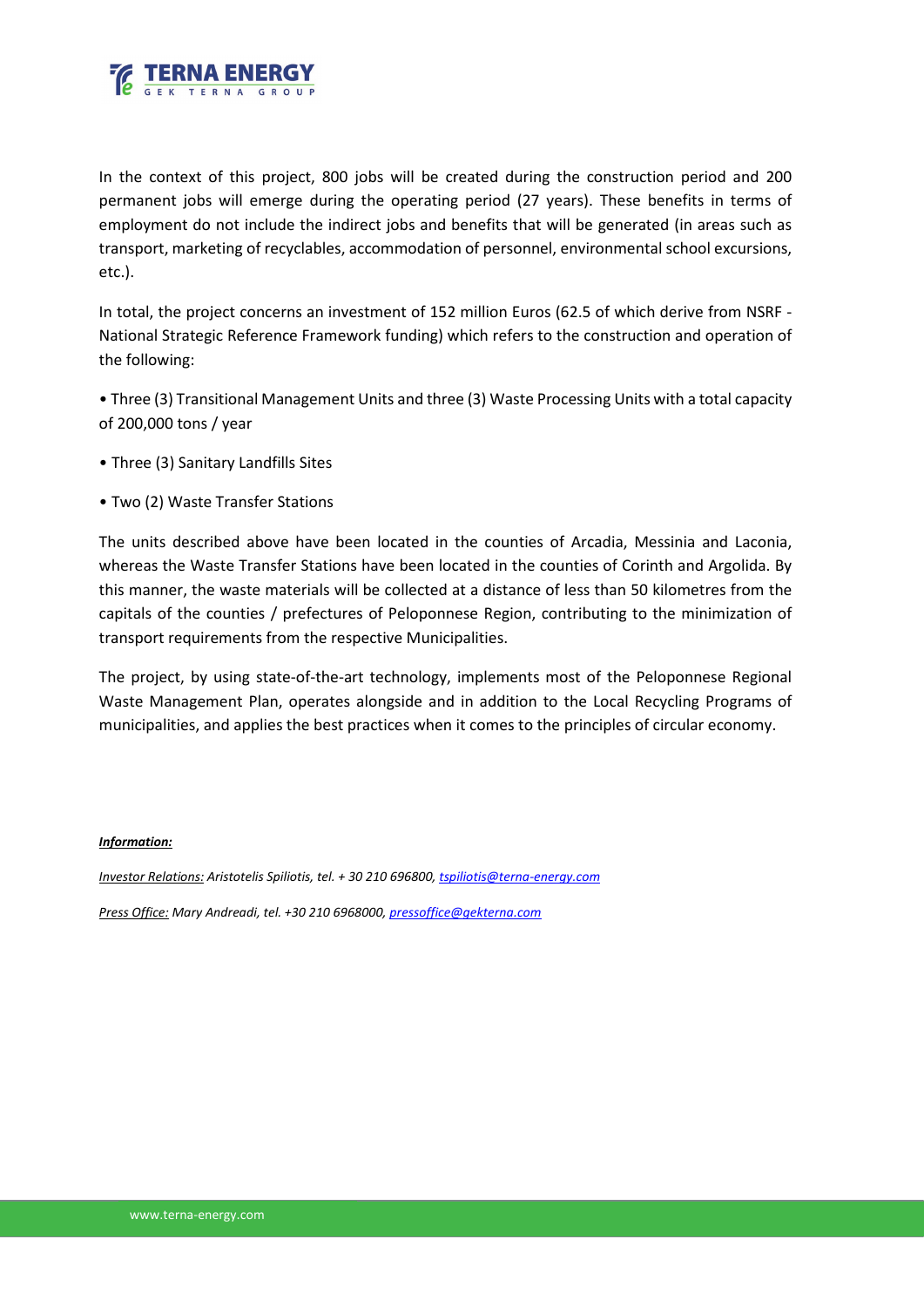In the context of this project, 800 jobs will be created during the construction period and 200 permanent jobs will emerge during the operating period (27 years). These benefits in terms of employment do not include the indirect jobs and benefits that will be generated (in areas such as transport, marketing of recyclables, accommodation of personnel, environmental school excursions, etc.).

In total, the project concerns an investment of 152 million Euros (62.5 of which derive from NSRF - National Strategic Reference Framework funding) which refers to the construction and operation of the following:

- Three (3) Transitional Management Units and three (3) Waste Processing Units with a total capacity of 200,000 tons / year
- Three (3) Sanitary Landfills Sites
- Two (2) Waste Transfer Stations

The units described above have been located in the counties of Arcadia, Messinia and Laconia, whereas the Waste Transfer Stations have been located in the counties of Corinth and Argolida. By this manner, the waste materials will be collected at a distance of less than 50 kilometres from the capitals of the counties / prefectures of Peloponnese Region, contributing to the minimization of transport requirements from the respective Municipalities.

The project, by using state-of-the-art technology, implements most of the Peloponnese Regional Waste Management Plan, operates alongside and in addition to the Local Recycling Programs of municipalities, and applies the best practices when it comes to the principles of circular economy.

***Information:***

*Investor Relations: Aristotelis Spiliotis, tel. + 30 210 696800, tspiliotis@terna-energy.com*

*Press Office: Mary Andreadi, tel. +30 210 6968000, pressoffice@gekterna.com*